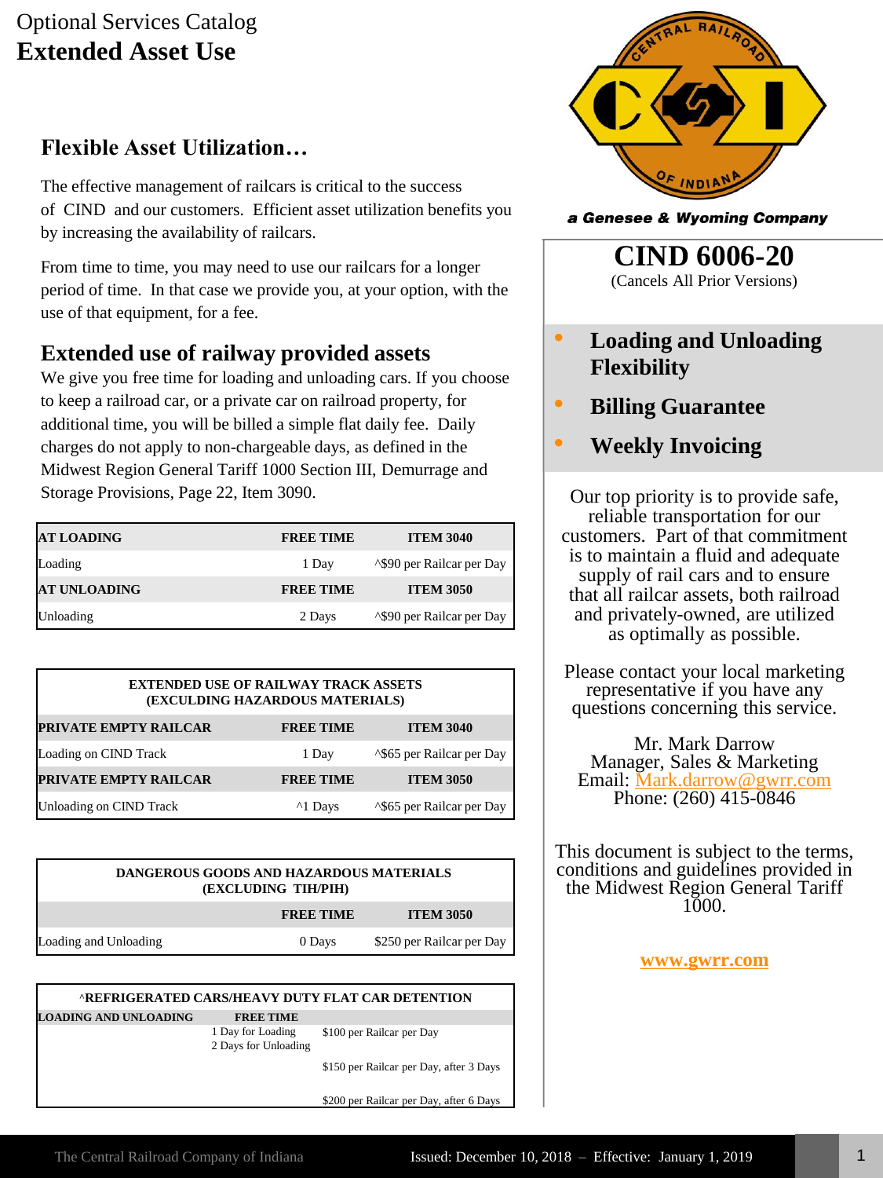Optional Services Catalog

# Extended Asset Use

## Flexible Asset Utilization…

The effective management of railcars is critical to the success of CIND and our customers. Efficient asset utilization benefits you by increasing the availability of railcars.

From time to time, you may need to use our railcars for a longer period of time. In that case we provide you, at your option, with the use of that equipment, for a fee.

## Extended use of railway provided assets

We give you free time for loading and unloading cars. If you choose to keep a railroad car, or a private car on railroad property, for additional time, you will be billed a simple flat daily fee. Daily charges do not apply to non-chargeable days, as defined in the Midwest Region General Tariff 1000 Section III, Demurrage and Storage Provisions, Page 22, Item 3090.

| AT LOADING | FREE TIME | ITEM 3040 |
|---|---|---|
| Loading | 1 Day | ^$90 per Railcar per Day |
| **AT UNLOADING** | **FREE TIME** | **ITEM 3050** |
| Unloading | 2 Days | ^$90 per Railcar per Day |

| EXTENDED USE OF RAILWAY TRACK ASSETS (EXCULDING HAZARDOUS MATERIALS) | | |
|---|---|---|
| **PRIVATE EMPTY RAILCAR** | **FREE TIME** | **ITEM 3040** |
| Loading on CIND Track | 1 Day | ^$65 per Railcar per Day |
| **PRIVATE EMPTY RAILCAR** | **FREE TIME** | **ITEM 3050** |
| Unloading on CIND Track | ^1 Days | ^$65 per Railcar per Day |

| DANGEROUS GOODS AND HAZARDOUS MATERIALS (EXCLUDING TIH/PIH) | | |
|---|---|---|
| | **FREE TIME** | **ITEM 3050** |
| Loading and Unloading | 0 Days | $250 per Railcar per Day |

| ^REFRIGERATED CARS/HEAVY DUTY FLAT CAR DETENTION | | |
|---|---|---|
| **LOADING AND UNLOADING** | **FREE TIME** | |
| | 1 Day for Loading<br>2 Days for Unloading | $100 per Railcar per Day |
| | | $150 per Railcar per Day, after 3 Days |
| | | $200 per Railcar per Day, after 6 Days |

a Genesee & Wyoming Company

## CIND 6006-20

(Cancels All Prior Versions)

- **Loading and Unloading Flexibility**
- **Billing Guarantee**
- **Weekly Invoicing**

Our top priority is to provide safe, reliable transportation for our customers. Part of that commitment is to maintain a fluid and adequate supply of rail cars and to ensure that all railcar assets, both railroad and privately-owned, are utilized as optimally as possible.

Please contact your local marketing representative if you have any questions concerning this service.

Mr. Mark Darrow
Manager, Sales & Marketing
Email: Mark.darrow@gwrr.com
Phone: (260) 415-0846

This document is subject to the terms, conditions and guidelines provided in the Midwest Region General Tariff 1000.

www.gwrr.com

The Central Railroad Company of Indiana — Issued: December 10, 2018 – Effective: January 1, 2019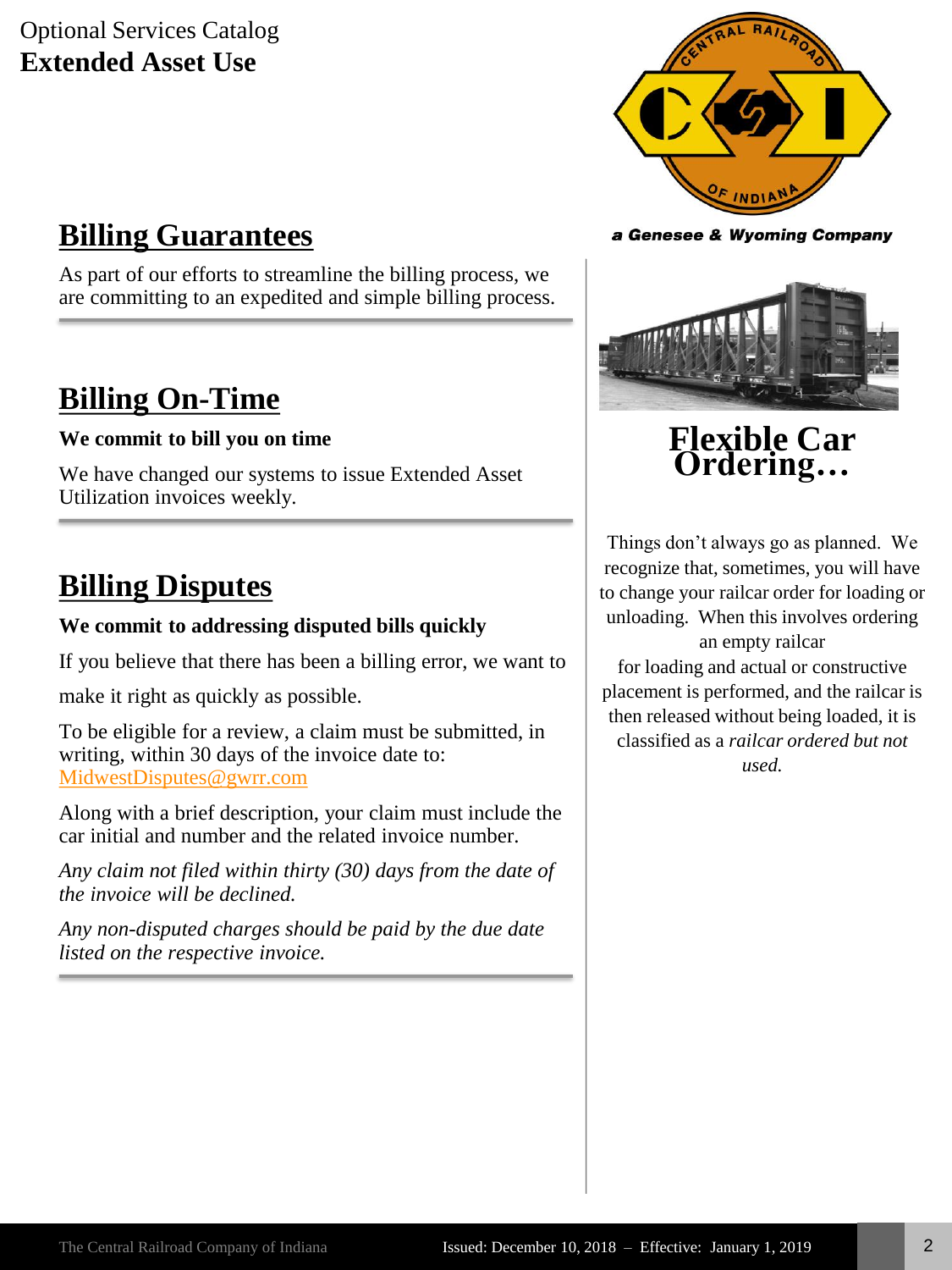Optional Services Catalog
**Extended Asset Use**

## Billing Guarantees

As part of our efforts to streamline the billing process, we are committing to an expedited and simple billing process.

## Billing On-Time

**We commit to bill you on time**

We have changed our systems to issue Extended Asset Utilization invoices weekly.

## Billing Disputes

**We commit to addressing disputed bills quickly**

If you believe that there has been a billing error, we want to make it right as quickly as possible.

To be eligible for a review, a claim must be submitted, in writing, within 30 days of the invoice date to: MidwestDisputes@gwrr.com

Along with a brief description, your claim must include the car initial and number and the related invoice number.

*Any claim not filed within thirty (30) days from the date of the invoice will be declined.*

*Any non-disputed charges should be paid by the due date listed on the respective invoice.*

a Genesee & Wyoming Company

## Flexible Car Ordering…

Things don't always go as planned. We recognize that, sometimes, you will have to change your railcar order for loading or unloading. When this involves ordering an empty railcar for loading and actual or constructive placement is performed, and the railcar is then released without being loaded, it is classified as a *railcar ordered but not used.*

The Central Railroad Company of Indiana

Issued: December 10, 2018 – Effective: January 1, 2019